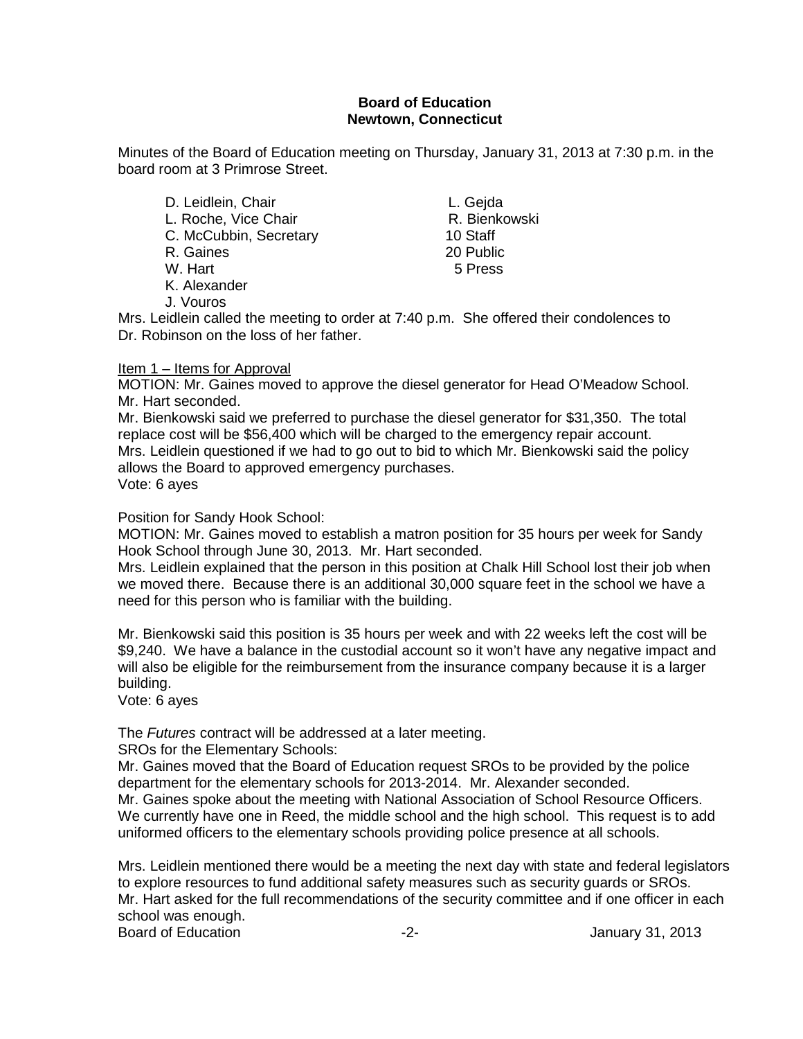**Board of Education**
**Newtown, Connecticut**

Minutes of the Board of Education meeting on Thursday, January 31, 2013 at 7:30 p.m. in the board room at 3 Primrose Street.

| | |
|---|---|
| D. Leidlein, Chair | L. Gejda |
| L. Roche, Vice Chair | R. Bienkowski |
| C. McCubbin, Secretary | 10 Staff |
| R. Gaines | 20 Public |
| W. Hart | 5 Press |
| K. Alexander | |
| J. Vouros | |

Mrs. Leidlein called the meeting to order at 7:40 p.m. She offered their condolences to Dr. Robinson on the loss of her father.

Item 1 – Items for Approval

MOTION: Mr. Gaines moved to approve the diesel generator for Head O'Meadow School. Mr. Hart seconded.

Mr. Bienkowski said we preferred to purchase the diesel generator for $31,350. The total replace cost will be $56,400 which will be charged to the emergency repair account. Mrs. Leidlein questioned if we had to go out to bid to which Mr. Bienkowski said the policy allows the Board to approved emergency purchases.

Vote: 6 ayes

Position for Sandy Hook School:

MOTION: Mr. Gaines moved to establish a matron position for 35 hours per week for Sandy Hook School through June 30, 2013. Mr. Hart seconded.

Mrs. Leidlein explained that the person in this position at Chalk Hill School lost their job when we moved there. Because there is an additional 30,000 square feet in the school we have a need for this person who is familiar with the building.

Mr. Bienkowski said this position is 35 hours per week and with 22 weeks left the cost will be $9,240. We have a balance in the custodial account so it won't have any negative impact and will also be eligible for the reimbursement from the insurance company because it is a larger building.

Vote: 6 ayes

The *Futures* contract will be addressed at a later meeting.

SROs for the Elementary Schools:

Mr. Gaines moved that the Board of Education request SROs to be provided by the police department for the elementary schools for 2013-2014. Mr. Alexander seconded.

Mr. Gaines spoke about the meeting with National Association of School Resource Officers. We currently have one in Reed, the middle school and the high school. This request is to add uniformed officers to the elementary schools providing police presence at all schools.

Mrs. Leidlein mentioned there would be a meeting the next day with state and federal legislators to explore resources to fund additional safety measures such as security guards or SROs. Mr. Hart asked for the full recommendations of the security committee and if one officer in each school was enough.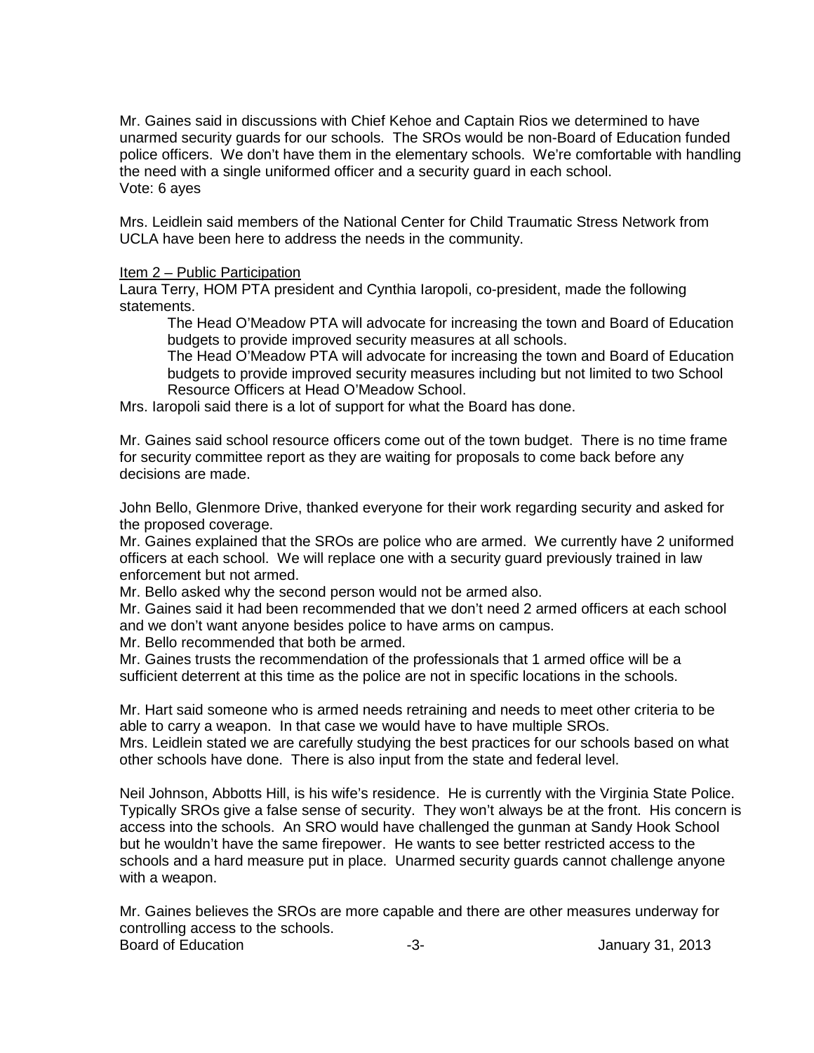Mr. Gaines said in discussions with Chief Kehoe and Captain Rios we determined to have unarmed security guards for our schools. The SROs would be non-Board of Education funded police officers. We don't have them in the elementary schools. We're comfortable with handling the need with a single uniformed officer and a security guard in each school.
Vote: 6 ayes

Mrs. Leidlein said members of the National Center for Child Traumatic Stress Network from UCLA have been here to address the needs in the community.

Item 2 – Public Participation

Laura Terry, HOM PTA president and Cynthia Iaropoli, co-president, made the following statements.

> The Head O'Meadow PTA will advocate for increasing the town and Board of Education budgets to provide improved security measures at all schools.
>
> The Head O'Meadow PTA will advocate for increasing the town and Board of Education budgets to provide improved security measures including but not limited to two School Resource Officers at Head O'Meadow School.

Mrs. Iaropoli said there is a lot of support for what the Board has done.

Mr. Gaines said school resource officers come out of the town budget. There is no time frame for security committee report as they are waiting for proposals to come back before any decisions are made.

John Bello, Glenmore Drive, thanked everyone for their work regarding security and asked for the proposed coverage.
Mr. Gaines explained that the SROs are police who are armed. We currently have 2 uniformed officers at each school. We will replace one with a security guard previously trained in law enforcement but not armed.
Mr. Bello asked why the second person would not be armed also.
Mr. Gaines said it had been recommended that we don't need 2 armed officers at each school and we don't want anyone besides police to have arms on campus.
Mr. Bello recommended that both be armed.
Mr. Gaines trusts the recommendation of the professionals that 1 armed office will be a sufficient deterrent at this time as the police are not in specific locations in the schools.

Mr. Hart said someone who is armed needs retraining and needs to meet other criteria to be able to carry a weapon. In that case we would have to have multiple SROs.
Mrs. Leidlein stated we are carefully studying the best practices for our schools based on what other schools have done. There is also input from the state and federal level.

Neil Johnson, Abbotts Hill, is his wife's residence. He is currently with the Virginia State Police. Typically SROs give a false sense of security. They won't always be at the front. His concern is access into the schools. An SRO would have challenged the gunman at Sandy Hook School but he wouldn't have the same firepower. He wants to see better restricted access to the schools and a hard measure put in place. Unarmed security guards cannot challenge anyone with a weapon.

Mr. Gaines believes the SROs are more capable and there are other measures underway for controlling access to the schools.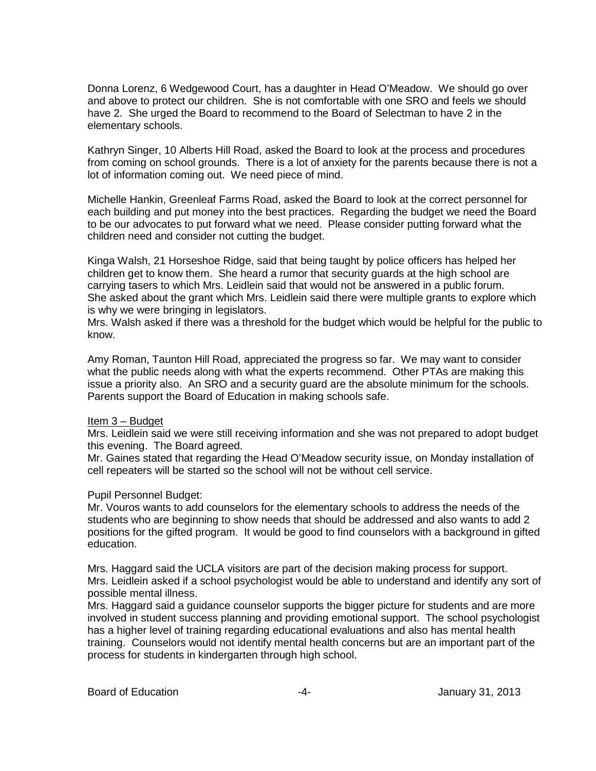Donna Lorenz, 6 Wedgewood Court, has a daughter in Head O'Meadow. We should go over and above to protect our children. She is not comfortable with one SRO and feels we should have 2. She urged the Board to recommend to the Board of Selectman to have 2 in the elementary schools.

Kathryn Singer, 10 Alberts Hill Road, asked the Board to look at the process and procedures from coming on school grounds. There is a lot of anxiety for the parents because there is not a lot of information coming out. We need piece of mind.

Michelle Hankin, Greenleaf Farms Road, asked the Board to look at the correct personnel for each building and put money into the best practices. Regarding the budget we need the Board to be our advocates to put forward what we need. Please consider putting forward what the children need and consider not cutting the budget.

Kinga Walsh, 21 Horseshoe Ridge, said that being taught by police officers has helped her children get to know them. She heard a rumor that security guards at the high school are carrying tasers to which Mrs. Leidlein said that would not be answered in a public forum. She asked about the grant which Mrs. Leidlein said there were multiple grants to explore which is why we were bringing in legislators.
Mrs. Walsh asked if there was a threshold for the budget which would be helpful for the public to know.

Amy Roman, Taunton Hill Road, appreciated the progress so far. We may want to consider what the public needs along with what the experts recommend. Other PTAs are making this issue a priority also. An SRO and a security guard are the absolute minimum for the schools. Parents support the Board of Education in making schools safe.

<u>Item 3 – Budget</u>
Mrs. Leidlein said we were still receiving information and she was not prepared to adopt budget this evening. The Board agreed.
Mr. Gaines stated that regarding the Head O'Meadow security issue, on Monday installation of cell repeaters will be started so the school will not be without cell service.

Pupil Personnel Budget:
Mr. Vouros wants to add counselors for the elementary schools to address the needs of the students who are beginning to show needs that should be addressed and also wants to add 2 positions for the gifted program. It would be good to find counselors with a background in gifted education.

Mrs. Haggard said the UCLA visitors are part of the decision making process for support.
Mrs. Leidlein asked if a school psychologist would be able to understand and identify any sort of possible mental illness.
Mrs. Haggard said a guidance counselor supports the bigger picture for students and are more involved in student success planning and providing emotional support. The school psychologist has a higher level of training regarding educational evaluations and also has mental health training. Counselors would not identify mental health concerns but are an important part of the process for students in kindergarten through high school.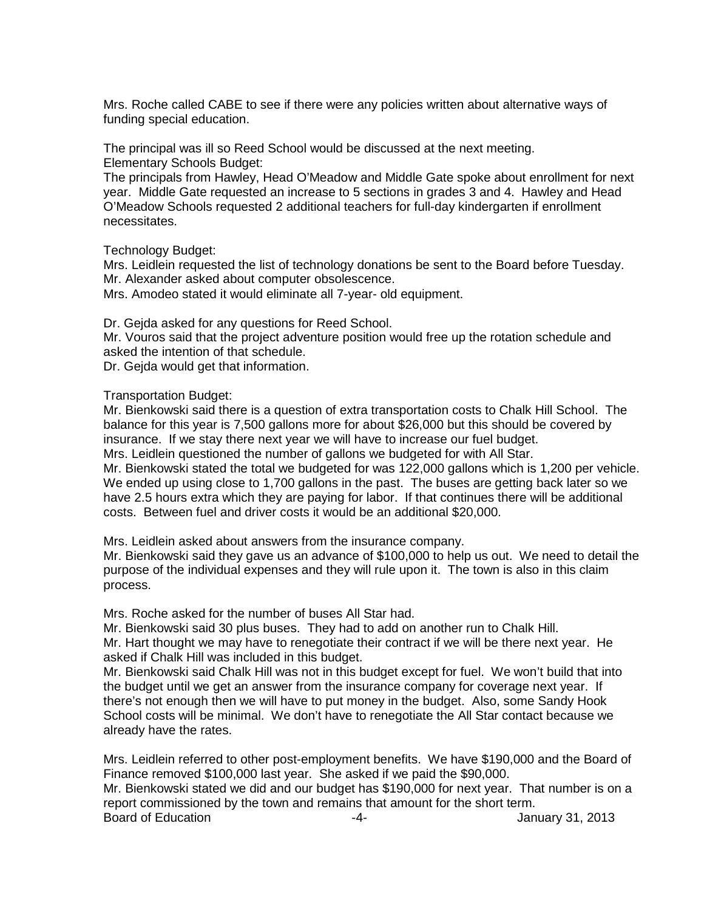Mrs. Roche called CABE to see if there were any policies written about alternative ways of funding special education.

The principal was ill so Reed School would be discussed at the next meeting.
Elementary Schools Budget:
The principals from Hawley, Head O'Meadow and Middle Gate spoke about enrollment for next year. Middle Gate requested an increase to 5 sections in grades 3 and 4. Hawley and Head O'Meadow Schools requested 2 additional teachers for full-day kindergarten if enrollment necessitates.

Technology Budget:
Mrs. Leidlein requested the list of technology donations be sent to the Board before Tuesday.
Mr. Alexander asked about computer obsolescence.
Mrs. Amodeo stated it would eliminate all 7-year- old equipment.

Dr. Gejda asked for any questions for Reed School.
Mr. Vouros said that the project adventure position would free up the rotation schedule and asked the intention of that schedule.
Dr. Gejda would get that information.

Transportation Budget:
Mr. Bienkowski said there is a question of extra transportation costs to Chalk Hill School. The balance for this year is 7,500 gallons more for about $26,000 but this should be covered by insurance. If we stay there next year we will have to increase our fuel budget.
Mrs. Leidlein questioned the number of gallons we budgeted for with All Star.
Mr. Bienkowski stated the total we budgeted for was 122,000 gallons which is 1,200 per vehicle. We ended up using close to 1,700 gallons in the past. The buses are getting back later so we have 2.5 hours extra which they are paying for labor. If that continues there will be additional costs. Between fuel and driver costs it would be an additional $20,000.

Mrs. Leidlein asked about answers from the insurance company.
Mr. Bienkowski said they gave us an advance of $100,000 to help us out. We need to detail the purpose of the individual expenses and they will rule upon it. The town is also in this claim process.

Mrs. Roche asked for the number of buses All Star had.
Mr. Bienkowski said 30 plus buses. They had to add on another run to Chalk Hill.
Mr. Hart thought we may have to renegotiate their contract if we will be there next year. He asked if Chalk Hill was included in this budget.
Mr. Bienkowski said Chalk Hill was not in this budget except for fuel. We won't build that into the budget until we get an answer from the insurance company for coverage next year. If there's not enough then we will have to put money in the budget. Also, some Sandy Hook School costs will be minimal. We don't have to renegotiate the All Star contact because we already have the rates.

Mrs. Leidlein referred to other post-employment benefits. We have $190,000 and the Board of Finance removed $100,000 last year. She asked if we paid the $90,000.
Mr. Bienkowski stated we did and our budget has $190,000 for next year. That number is on a report commissioned by the town and remains that amount for the short term.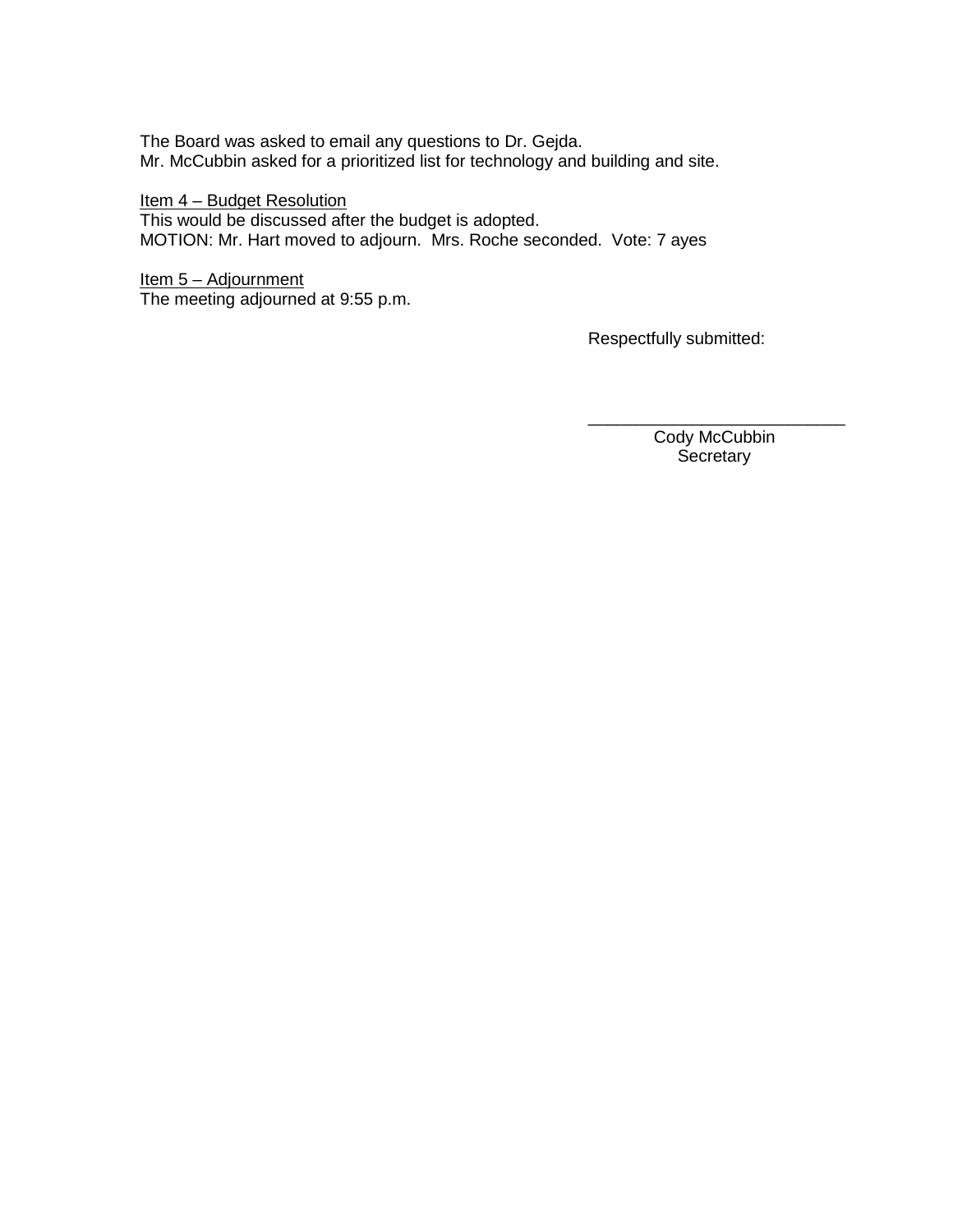The Board was asked to email any questions to Dr. Gejda.
Mr. McCubbin asked for a prioritized list for technology and building and site.

<u>Item 4 – Budget Resolution</u>
This would be discussed after the budget is adopted.
MOTION: Mr. Hart moved to adjourn. Mrs. Roche seconded. Vote: 7 ayes

<u>Item 5 – Adjournment</u>
The meeting adjourned at 9:55 p.m.

Respectfully submitted:

\_\_\_\_\_\_\_\_\_\_\_\_\_\_\_\_\_\_\_\_\_\_\_\_\_\_\_\_
Cody McCubbin
Secretary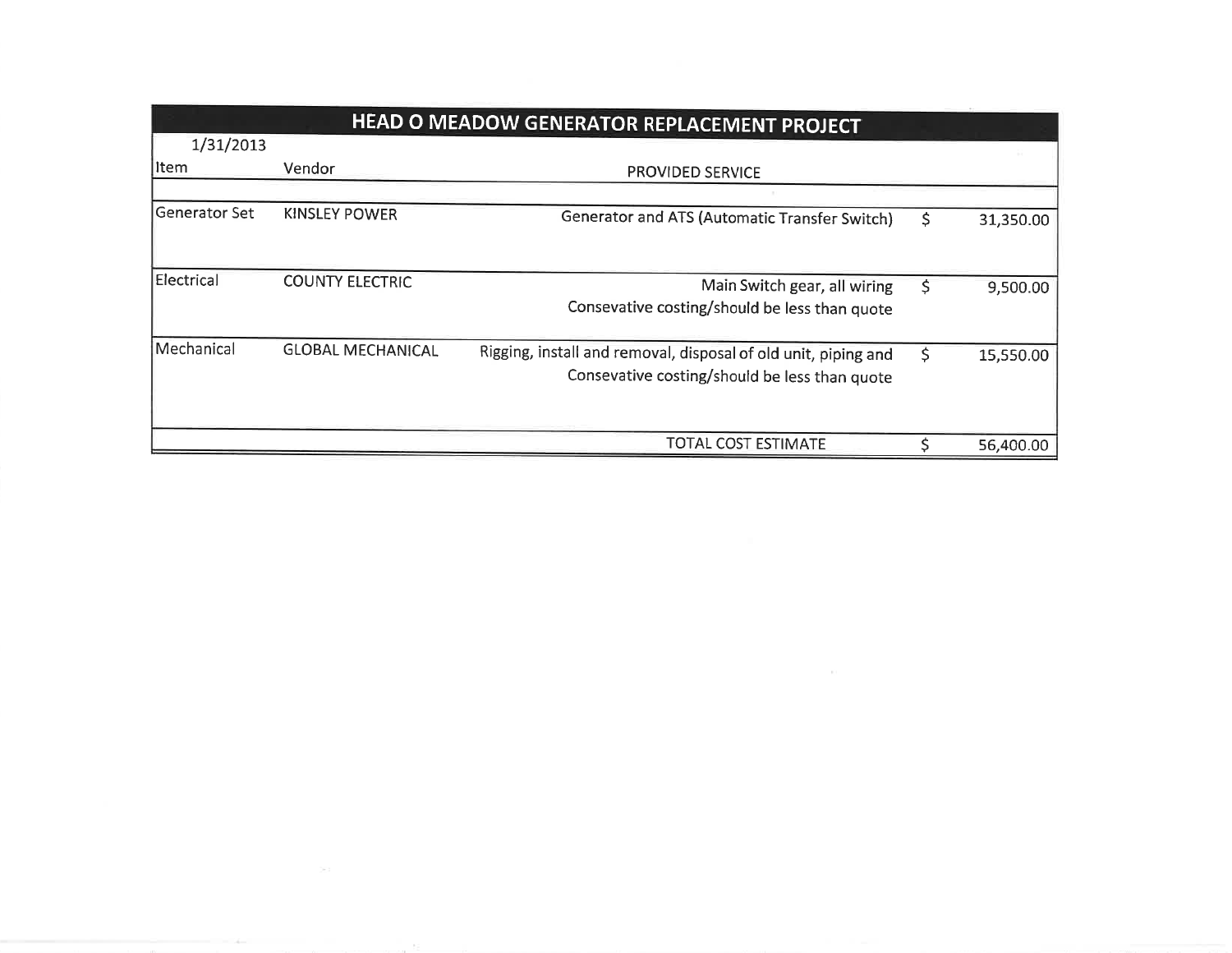# HEAD O MEADOW GENERATOR REPLACEMENT PROJECT

1/31/2013

| Item | Vendor | PROVIDED SERVICE | | |
|---|---|---|---|---|
| Generator Set | KINSLEY POWER | Generator and ATS (Automatic Transfer Switch) | $ | 31,350.00 |
| Electrical | COUNTY ELECTRIC | Main Switch gear, all wiring<br>Consevative costing/should be less than quote | $ | 9,500.00 |
| Mechanical | GLOBAL MECHANICAL | Rigging, install and removal, disposal of old unit, piping and<br>Consevative costing/should be less than quote | $ | 15,550.00 |
| | | TOTAL COST ESTIMATE | $ | 56,400.00 |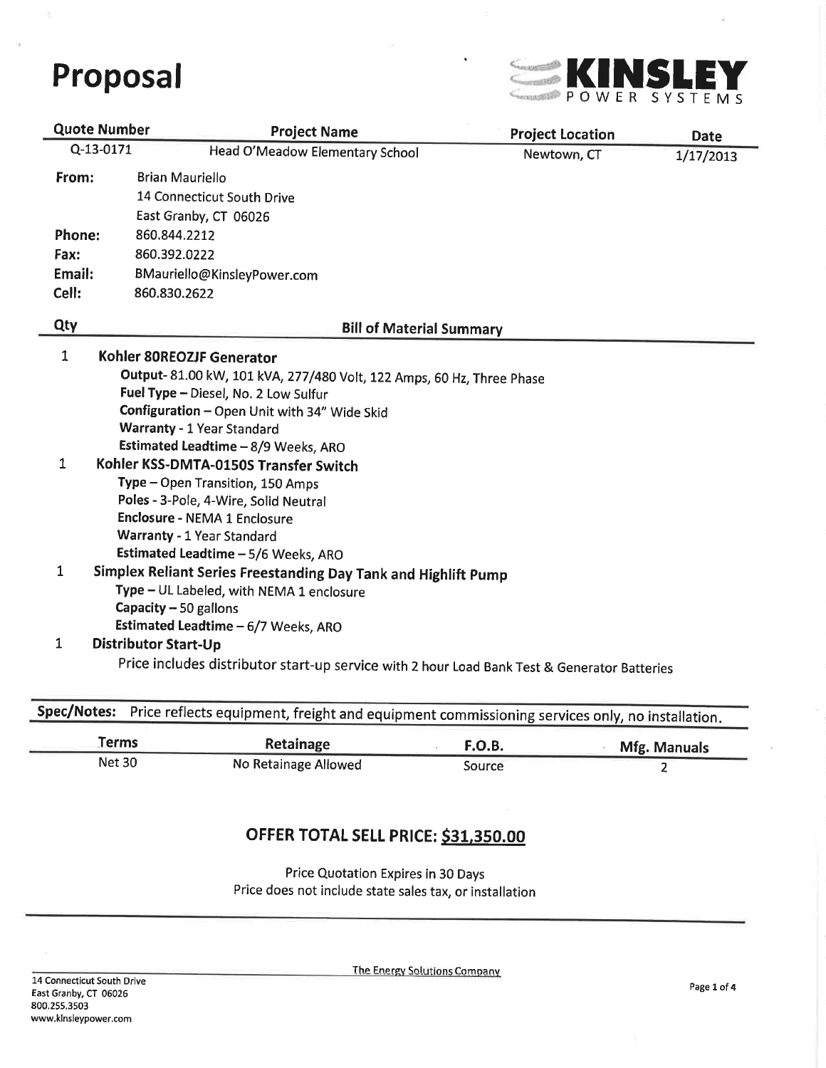# Proposal

**KINSLEY** POWER SYSTEMS

| Quote Number | Project Name | Project Location | Date |
|---|---|---|---|
| Q-13-0171 | Head O'Meadow Elementary School | Newtown, CT | 1/17/2013 |

**From:** Brian Mauriello
14 Connecticut South Drive
East Granby, CT 06026

**Phone:** 860.844.2212
**Fax:** 860.392.0222
**Email:** BMauriello@KinsleyPower.com
**Cell:** 860.830.2622

| Qty | Bill of Material Summary |
|---|---|

**1 Kohler 80REOZJF Generator**

- **Output**- 81.00 kW, 101 kVA, 277/480 Volt, 122 Amps, 60 Hz, Three Phase
- **Fuel Type** – Diesel, No. 2 Low Sulfur
- **Configuration** – Open Unit with 34" Wide Skid
- **Warranty** - 1 Year Standard
- **Estimated Leadtime** – 8/9 Weeks, ARO

**1 Kohler KSS-DMTA-0150S Transfer Switch**

- **Type** – Open Transition, 150 Amps
- **Poles** - 3-Pole, 4-Wire, Solid Neutral
- **Enclosure** - NEMA 1 Enclosure
- **Warranty** - 1 Year Standard
- **Estimated Leadtime** – 5/6 Weeks, ARO

**1 Simplex Reliant Series Freestanding Day Tank and Highlift Pump**

- **Type** – UL Labeled, with NEMA 1 enclosure
- **Capacity** – 50 gallons
- **Estimated Leadtime** – 6/7 Weeks, ARO

**1 Distributor Start-Up**

Price includes distributor start-up service with 2 hour Load Bank Test & Generator Batteries

**Spec/Notes:** Price reflects equipment, freight and equipment commissioning services only, no installation.

| Terms | Retainage | F.O.B. | Mfg. Manuals |
|---|---|---|---|
| Net 30 | No Retainage Allowed | Source | 2 |

## OFFER TOTAL SELL PRICE: $31,350.00

Price Quotation Expires in 30 Days
Price does not include state sales tax, or installation

The Energy Solutions Company

14 Connecticut South Drive
East Granby, CT 06026
800.255.3503
www.kinsleypower.com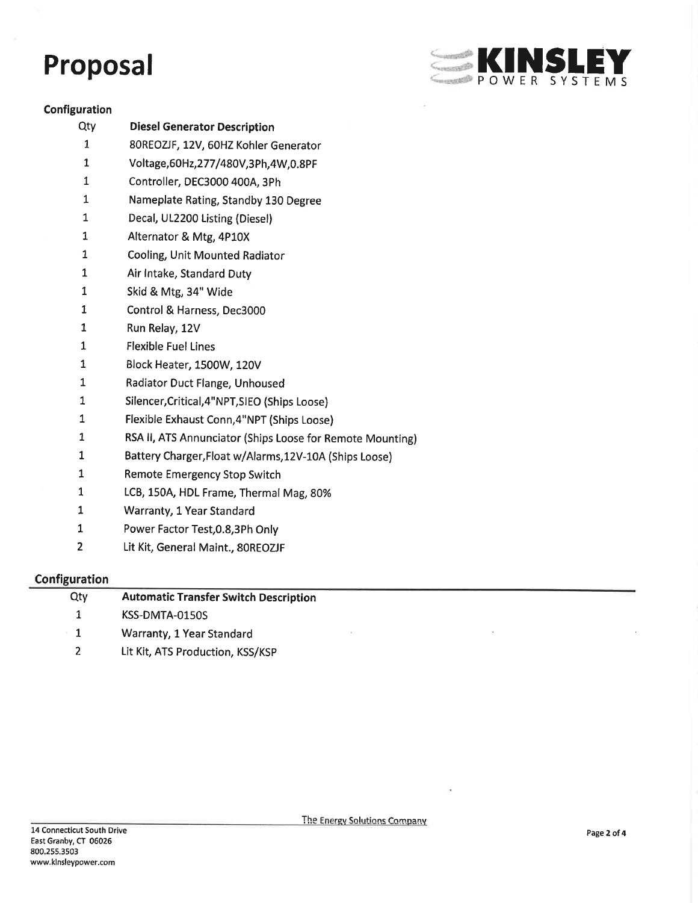# Proposal

KINSLEY POWER SYSTEMS

### Configuration

| Qty | Diesel Generator Description |
|---|---|
| 1 | 80REOZJF, 12V, 60HZ Kohler Generator |
| 1 | Voltage,60Hz,277/480V,3Ph,4W,0.8PF |
| 1 | Controller, DEC3000 400A, 3Ph |
| 1 | Nameplate Rating, Standby 130 Degree |
| 1 | Decal, UL2200 Listing (Diesel) |
| 1 | Alternator & Mtg, 4P10X |
| 1 | Cooling, Unit Mounted Radiator |
| 1 | Air Intake, Standard Duty |
| 1 | Skid & Mtg, 34" Wide |
| 1 | Control & Harness, Dec3000 |
| 1 | Run Relay, 12V |
| 1 | Flexible Fuel Lines |
| 1 | Block Heater, 1500W, 120V |
| 1 | Radiator Duct Flange, Unhoused |
| 1 | Silencer,Critical,4"NPT,SIEO (Ships Loose) |
| 1 | Flexible Exhaust Conn,4"NPT (Ships Loose) |
| 1 | RSA II, ATS Annunciator (Ships Loose for Remote Mounting) |
| 1 | Battery Charger,Float w/Alarms,12V-10A (Ships Loose) |
| 1 | Remote Emergency Stop Switch |
| 1 | LCB, 150A, HDL Frame, Thermal Mag, 80% |
| 1 | Warranty, 1 Year Standard |
| 1 | Power Factor Test,0.8,3Ph Only |
| 2 | Lit Kit, General Maint., 80REOZJF |

### Configuration

| Qty | Automatic Transfer Switch Description |
|---|---|
| 1 | KSS-DMTA-0150S |
| 1 | Warranty, 1 Year Standard |
| 2 | Lit Kit, ATS Production, KSS/KSP |

The Energy Solutions Company

14 Connecticut South Drive
East Granby, CT 06026
800.255.3503
www.kinsleypower.com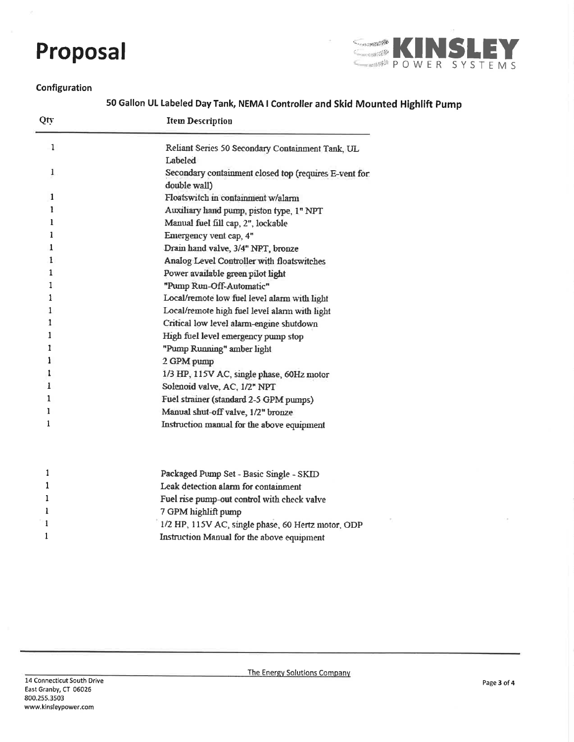# Proposal

**KINSLEY** POWER SYSTEMS

### Configuration

#### 50 Gallon UL Labeled Day Tank, NEMA I Controller and Skid Mounted Highlift Pump

| Qty | Item Description |
| --- | --- |
| 1 | Reliant Series 50 Secondary Containment Tank, UL Labeled |
| 1 | Secondary containment closed top (requires E-vent for double wall) |
| 1 | Floatswitch in containment w/alarm |
| 1 | Auxiliary hand pump, piston type, 1" NPT |
| 1 | Manual fuel fill cap, 2", lockable |
| 1 | Emergency vent cap, 4" |
| 1 | Drain hand valve, 3/4" NPT, bronze |
| 1 | Analog Level Controller with floatswitches |
| 1 | Power available green pilot light |
| 1 | "Pump Run-Off-Automatic" |
| 1 | Local/remote low fuel level alarm with light |
| 1 | Local/remote high fuel level alarm with light |
| 1 | Critical low level alarm-engine shutdown |
| 1 | High fuel level emergency pump stop |
| 1 | "Pump Running" amber light |
| 1 | 2 GPM pump |
| 1 | 1/3 HP, 115V AC, single phase, 60Hz motor |
| 1 | Solenoid valve, AC, 1/2" NPT |
| 1 | Fuel strainer (standard 2-5 GPM pumps) |
| 1 | Manual shut-off valve, 1/2" bronze |
| 1 | Instruction manual for the above equipment |
| | |
| 1 | Packaged Pump Set - Basic Single - SKID |
| 1 | Leak detection alarm for containment |
| 1 | Fuel rise pump-out control with check valve |
| 1 | 7 GPM highlift pump |
| 1 | 1/2 HP, 115V AC, single phase, 60 Hertz motor, ODP |
| 1 | Instruction Manual for the above equipment |

The Energy Solutions Company

14 Connecticut South Drive
East Granby, CT 06026
800.255.3503
www.kinsleypower.com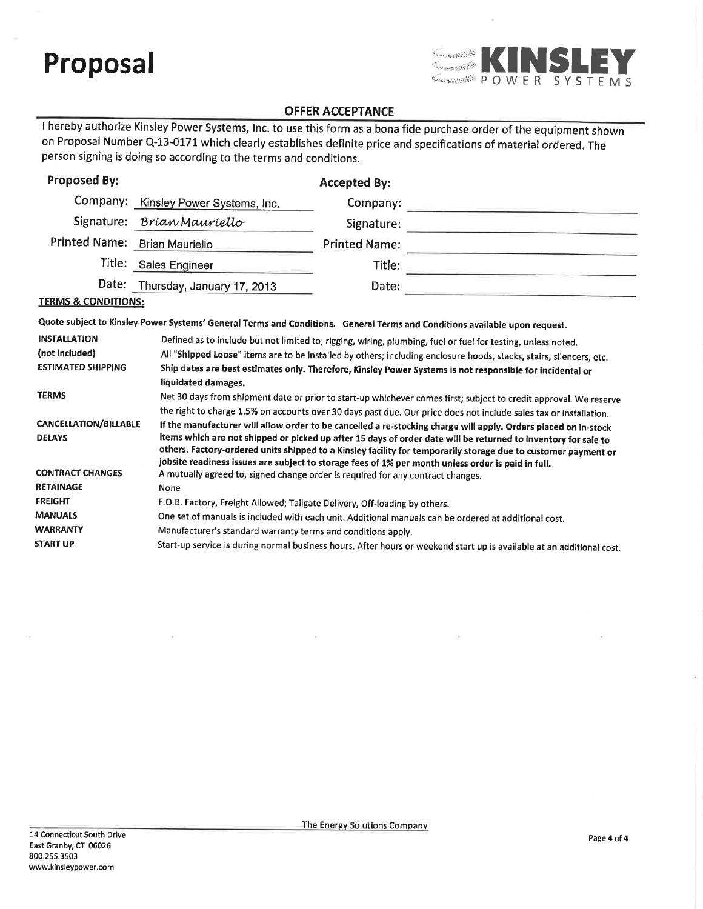# Proposal

KINSLEY POWER SYSTEMS

## OFFER ACCEPTANCE

I hereby authorize Kinsley Power Systems, Inc. to use this form as a bona fide purchase order of the equipment shown on Proposal Number Q-13-0171 which clearly establishes definite price and specifications of material ordered. The person signing is doing so according to the terms and conditions.

| **Proposed By:** | | **Accepted By:** | |
|---|---|---|---|
| Company: | Kinsley Power Systems, Inc. | Company: | |
| Signature: | *Brian Mauriello* | Signature: | |
| Printed Name: | Brian Mauriello | Printed Name: | |
| Title: | Sales Engineer | Title: | |
| Date: | Thursday, January 17, 2013 | Date: | |

**TERMS & CONDITIONS:**

**Quote subject to Kinsley Power Systems' General Terms and Conditions. General Terms and Conditions available upon request.**

| | |
|---|---|
| **INSTALLATION (not included)** | Defined as to include but not limited to; rigging, wiring, plumbing, fuel or fuel for testing, unless noted. All **"Shipped Loose"** items are to be installed by others; including enclosure hoods, stacks, stairs, silencers, etc. |
| **ESTIMATED SHIPPING** | **Ship dates are best estimates only. Therefore, Kinsley Power Systems is not responsible for incidental or liquidated damages.** |
| **TERMS** | Net 30 days from shipment date or prior to start-up whichever comes first; subject to credit approval. We reserve the right to charge 1.5% on accounts over 30 days past due. Our price does not include sales tax or installation. |
| **CANCELLATION/BILLABLE DELAYS** | **If the manufacturer will allow order to be cancelled a re-stocking charge will apply. Orders placed on in-stock items which are not shipped or picked up after 15 days of order date will be returned to inventory for sale to others. Factory-ordered units shipped to a Kinsley facility for temporarily storage due to customer payment or jobsite readiness issues are subject to storage fees of 1% per month unless order is paid in full.** |
| **CONTRACT CHANGES** | A mutually agreed to, signed change order is required for any contract changes. |
| **RETAINAGE** | None |
| **FREIGHT** | F.O.B. Factory, Freight Allowed; Tailgate Delivery, Off-loading by others. |
| **MANUALS** | One set of manuals is included with each unit. Additional manuals can be ordered at additional cost. |
| **WARRANTY** | Manufacturer's standard warranty terms and conditions apply. |
| **START UP** | Start-up service is during normal business hours. After hours or weekend start up is available at an additional cost. |

The Energy Solutions Company

14 Connecticut South Drive
East Granby, CT 06026
800.255.3503
www.kinsleypower.com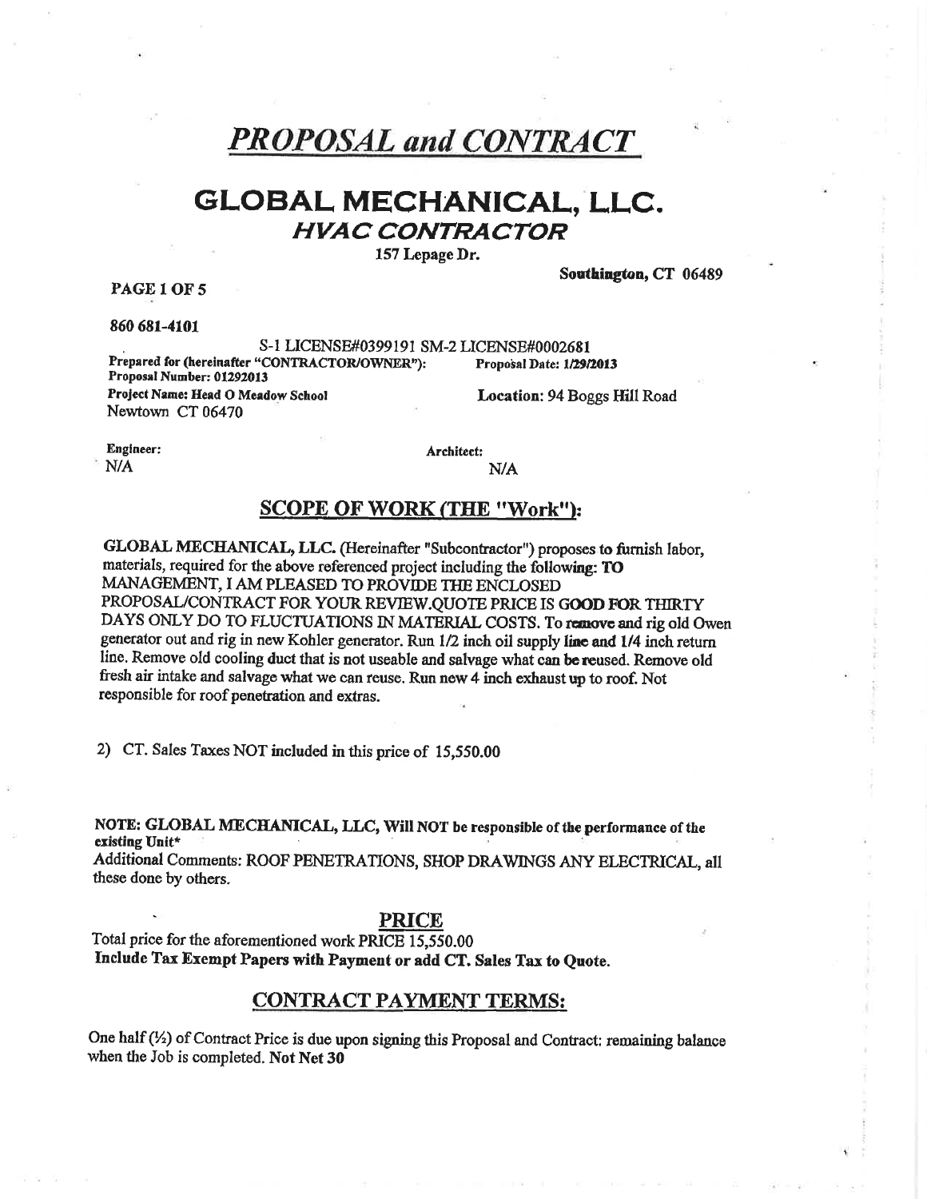# *PROPOSAL and CONTRACT*

# GLOBAL MECHANICAL, LLC.

## *HVAC CONTRACTOR*

157 Lepage Dr.

**Southington, CT 06489**

**860 681-4101**

S-1 LICENSE#0399191 SM-2 LICENSE#0002681

**Prepared for (hereinafter "CONTRACTOR/OWNER"):** **Proposal Date: 1/29/2013**

**Proposal Number: 01292013**

**Project Name: Head O Meadow School** **Location:** 94 Boggs Hill Road
Newtown CT 06470

**Engineer:**
N/A

**Architect:**
N/A

## SCOPE OF WORK (THE "Work"):

**GLOBAL MECHANICAL, LLC.** (Hereinafter "Subcontractor") proposes to furnish labor, materials, required for the above referenced project including the following: **TO** MANAGEMENT, I AM PLEASED TO PROVIDE THE ENCLOSED PROPOSAL/CONTRACT FOR YOUR REVIEW.QUOTE PRICE IS **GOOD FOR** THIRTY DAYS ONLY DO TO FLUCTUATIONS IN MATERIAL COSTS. To **remove** and rig old Owen generator out and rig in new Kohler generator. Run 1/2 inch oil supply **line and** 1/4 inch return line. Remove old cooling duct that is not useable and salvage what can be reused. Remove old fresh air intake and salvage what we can reuse. Run new 4 inch exhaust up to roof. Not responsible for roof penetration and extras.

2) CT. Sales Taxes NOT included in this price of 15,550.00

**NOTE: GLOBAL MECHANICAL, LLC, Will NOT be responsible of the performance of the existing Unit***

Additional Comments: ROOF PENETRATIONS, SHOP DRAWINGS ANY ELECTRICAL, all these done by others.

## PRICE

Total price for the aforementioned work PRICE 15,550.00

**Include Tax Exempt Papers with Payment or add CT. Sales Tax to Quote.**

## CONTRACT PAYMENT TERMS:

One half (½) of Contract Price is due upon signing this Proposal and Contract: remaining balance when the Job is completed. **Not Net 30**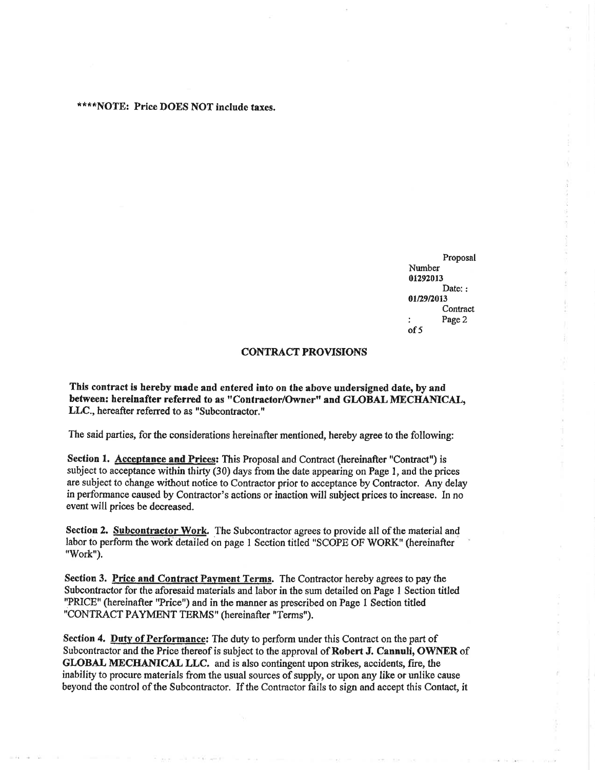****NOTE: Price DOES NOT include taxes.

Proposal Number **01292013**
Date: : **01/29/2013**
Contract : Page 2 of 5

## CONTRACT PROVISIONS

**This contract is hereby made and entered into on the above undersigned date, by and between: hereinafter referred to as "Contractor/Owner" and GLOBAL MECHANICAL, LLC.**, hereafter referred to as "Subcontractor."

The said parties, for the considerations hereinafter mentioned, hereby agree to the following:

**Section 1. Acceptance and Prices:** This Proposal and Contract (hereinafter "Contract") is subject to acceptance within thirty (30) days from the date appearing on Page 1, and the prices are subject to change without notice to Contractor prior to acceptance by Contractor. Any delay in performance caused by Contractor's actions or inaction will subject prices to increase. In no event will prices be decreased.

**Section 2. Subcontractor Work.** The Subcontractor agrees to provide all of the material and labor to perform the work detailed on page 1 Section titled "SCOPE OF WORK" (hereinafter "Work").

**Section 3. Price and Contract Payment Terms.** The Contractor hereby agrees to pay the Subcontractor for the aforesaid materials and labor in the sum detailed on Page 1 Section titled "PRICE" (hereinafter "Price") and in the manner as prescribed on Page 1 Section titled "CONTRACT PAYMENT TERMS" (hereinafter "Terms").

**Section 4. Duty of Performance:** The duty to perform under this Contract on the part of Subcontractor and the Price thereof is subject to the approval of **Robert J. Cannuli, OWNER** of **GLOBAL MECHANICAL LLC.** and is also contingent upon strikes, accidents, fire, the inability to procure materials from the usual sources of supply, or upon any like or unlike cause beyond the control of the Subcontractor. If the Contractor fails to sign and accept this Contact, it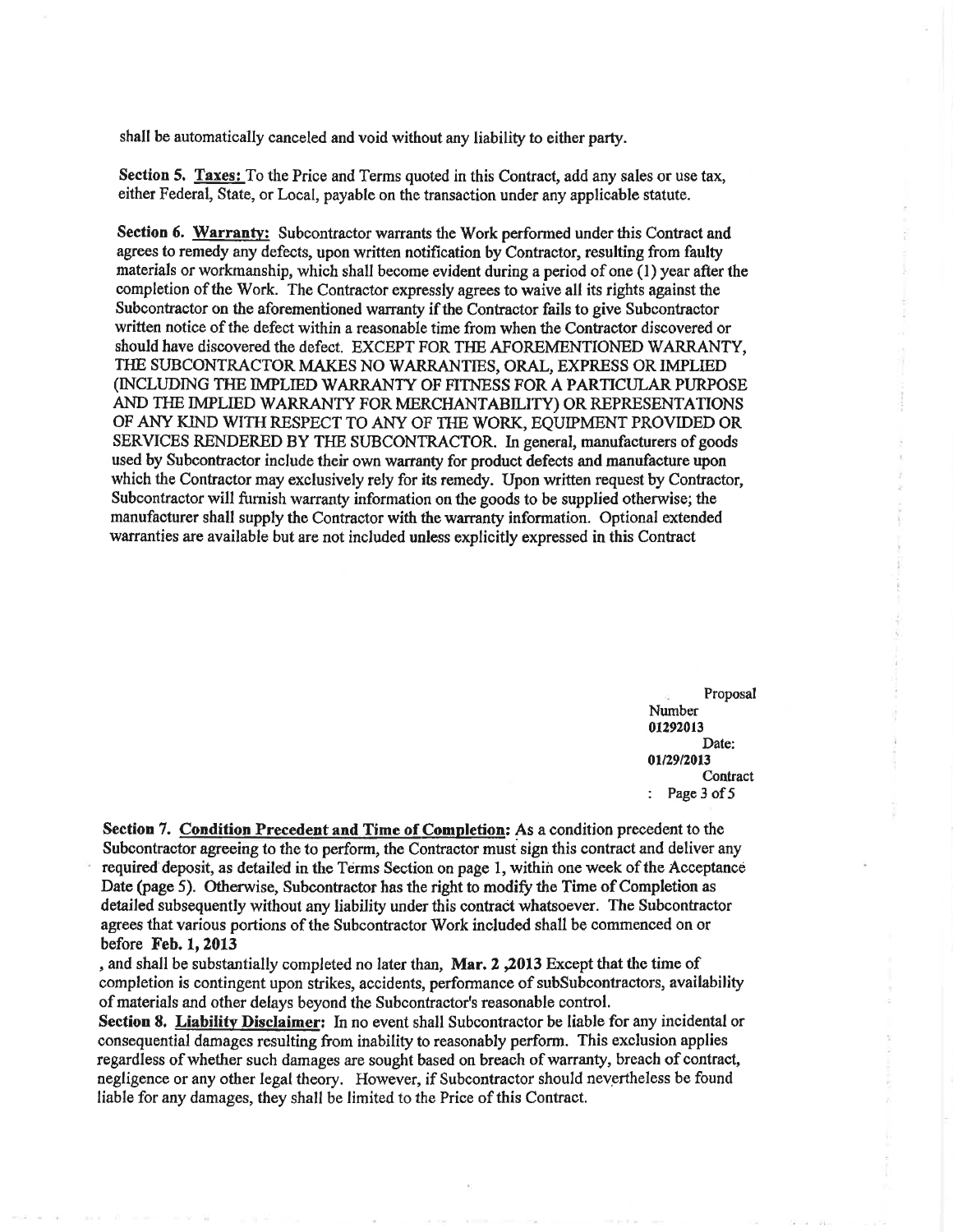shall be automatically canceled and void without any liability to either party.

**Section 5.** **Taxes:** To the Price and Terms quoted in this Contract, add any sales or use tax, either Federal, State, or Local, payable on the transaction under any applicable statute.

**Section 6.** **Warranty:** Subcontractor warrants the Work performed under this Contract and agrees to remedy any defects, upon written notification by Contractor, resulting from faulty materials or workmanship, which shall become evident during a period of one (1) year after the completion of the Work. The Contractor expressly agrees to waive all its rights against the Subcontractor on the aforementioned warranty if the Contractor fails to give Subcontractor written notice of the defect within a reasonable time from when the Contractor discovered or should have discovered the defect. EXCEPT FOR THE AFOREMENTIONED WARRANTY, THE SUBCONTRACTOR MAKES NO WARRANTIES, ORAL, EXPRESS OR IMPLIED (INCLUDING THE IMPLIED WARRANTY OF FITNESS FOR A PARTICULAR PURPOSE AND THE IMPLIED WARRANTY FOR MERCHANTABILITY) OR REPRESENTATIONS OF ANY KIND WITH RESPECT TO ANY OF THE WORK, EQUIPMENT PROVIDED OR SERVICES RENDERED BY THE SUBCONTRACTOR. In general, manufacturers of goods used by Subcontractor include their own warranty for product defects and manufacture upon which the Contractor may exclusively rely for its remedy. Upon written request by Contractor, Subcontractor will furnish warranty information on the goods to be supplied otherwise; the manufacturer shall supply the Contractor with the warranty information. Optional extended warranties are available but are not included unless explicitly expressed in this Contract

Proposal Number **01292013** Date: **01/29/2013** Contract

**Section 7.** **Condition Precedent and Time of Completion:** As a condition precedent to the Subcontractor agreeing to the to perform, the Contractor must sign this contract and deliver any required deposit, as detailed in the Terms Section on page 1, within one week of the Acceptance Date (page 5). Otherwise, Subcontractor has the right to modify the Time of Completion as detailed subsequently without any liability under this contract whatsoever. The Subcontractor agrees that various portions of the Subcontractor Work included shall be commenced on or before **Feb. 1, 2013**

, and shall be substantially completed no later than, **Mar. 2 ,2013** Except that the time of completion is contingent upon strikes, accidents, performance of subSubcontractors, availability of materials and other delays beyond the Subcontractor's reasonable control.

**Section 8.** **Liability Disclaimer:** In no event shall Subcontractor be liable for any incidental or consequential damages resulting from inability to reasonably perform. This exclusion applies regardless of whether such damages are sought based on breach of warranty, breach of contract, negligence or any other legal theory. However, if Subcontractor should nevertheless be found liable for any damages, they shall be limited to the Price of this Contract.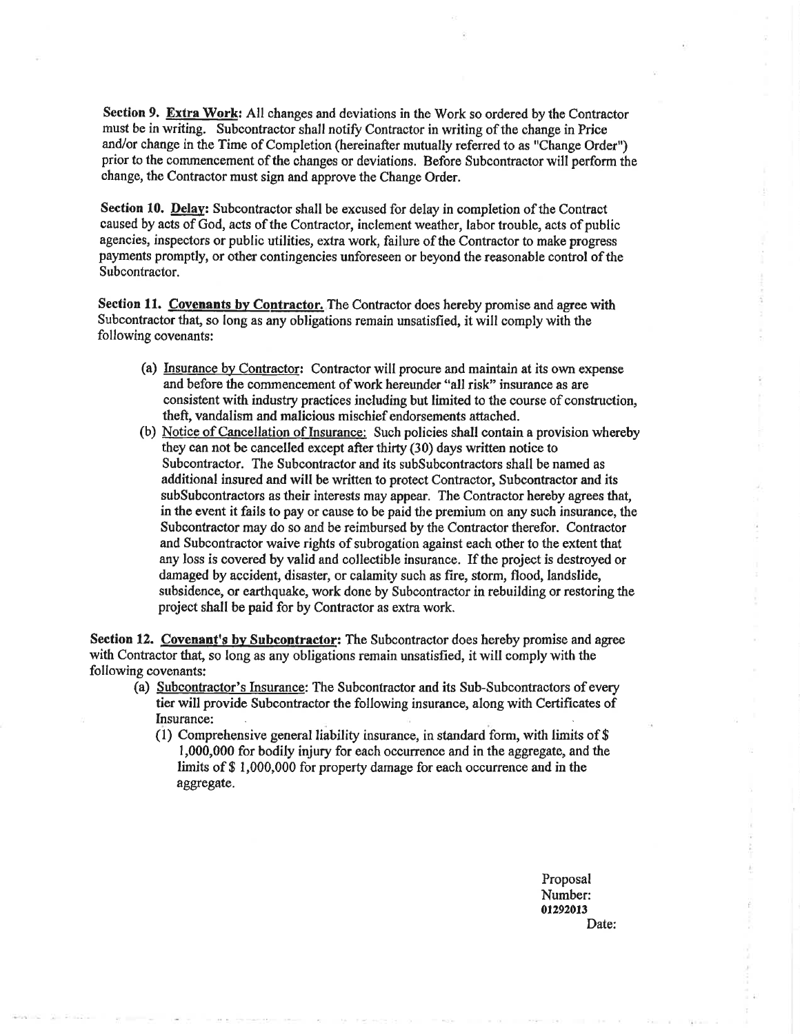**Section 9. Extra Work:** All changes and deviations in the Work so ordered by the Contractor must be in writing. Subcontractor shall notify Contractor in writing of the change in Price and/or change in the Time of Completion (hereinafter mutually referred to as "Change Order") prior to the commencement of the changes or deviations. Before Subcontractor will perform the change, the Contractor must sign and approve the Change Order.

**Section 10. Delay:** Subcontractor shall be excused for delay in completion of the Contract caused by acts of God, acts of the Contractor, inclement weather, labor trouble, acts of public agencies, inspectors or public utilities, extra work, failure of the Contractor to make progress payments promptly, or other contingencies unforeseen or beyond the reasonable control of the Subcontractor.

**Section 11. Covenants by Contractor.** The Contractor does hereby promise and agree with Subcontractor that, so long as any obligations remain unsatisfied, it will comply with the following covenants:

(a) Insurance by Contractor: Contractor will procure and maintain at its own expense and before the commencement of work hereunder "all risk" insurance as are consistent with industry practices including but limited to the course of construction, theft, vandalism and malicious mischief endorsements attached.

(b) Notice of Cancellation of Insurance: Such policies shall contain a provision whereby they can not be cancelled except after thirty (30) days written notice to Subcontractor. The Subcontractor and its subSubcontractors shall be named as additional insured and will be written to protect Contractor, Subcontractor and its subSubcontractors as their interests may appear. The Contractor hereby agrees that, in the event it fails to pay or cause to be paid the premium on any such insurance, the Subcontractor may do so and be reimbursed by the Contractor therefor. Contractor and Subcontractor waive rights of subrogation against each other to the extent that any loss is covered by valid and collectible insurance. If the project is destroyed or damaged by accident, disaster, or calamity such as fire, storm, flood, landslide, subsidence, or earthquake, work done by Subcontractor in rebuilding or restoring the project shall be paid for by Contractor as extra work.

**Section 12. Covenant's by Subcontractor:** The Subcontractor does hereby promise and agree with Contractor that, so long as any obligations remain unsatisfied, it will comply with the following covenants:

(a) Subcontractor's Insurance: The Subcontractor and its Sub-Subcontractors of every tier will provide Subcontractor the following insurance, along with Certificates of Insurance:

(1) Comprehensive general liability insurance, in standard form, with limits of $ 1,000,000 for bodily injury for each occurrence and in the aggregate, and the limits of $ 1,000,000 for property damage for each occurrence and in the aggregate.

Proposal Number: **01292013**

Date: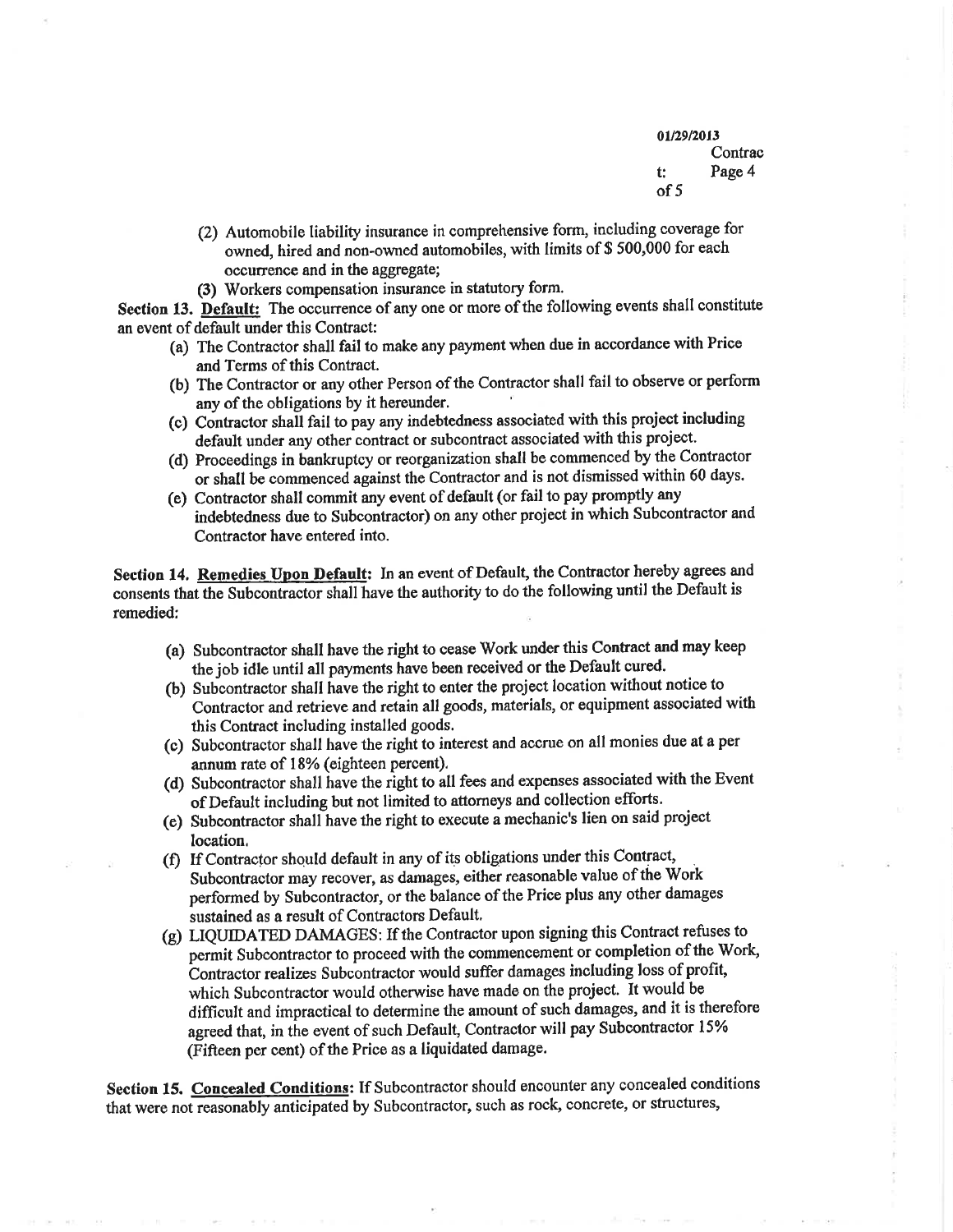(2) Automobile liability insurance in comprehensive form, including coverage for owned, hired and non-owned automobiles, with limits of $ 500,000 for each occurrence and in the aggregate;

(3) Workers compensation insurance in statutory form.

**Section 13. Default:** The occurrence of any one or more of the following events shall constitute an event of default under this Contract:

(a) The Contractor shall fail to make any payment when due in accordance with Price and Terms of this Contract.

(b) The Contractor or any other Person of the Contractor shall fail to observe or perform any of the obligations by it hereunder.

(c) Contractor shall fail to pay any indebtedness associated with this project including default under any other contract or subcontract associated with this project.

(d) Proceedings in bankruptcy or reorganization shall be commenced by the Contractor or shall be commenced against the Contractor and is not dismissed within 60 days.

(e) Contractor shall commit any event of default (or fail to pay promptly any indebtedness due to Subcontractor) on any other project in which Subcontractor and Contractor have entered into.

**Section 14. Remedies Upon Default:** In an event of Default, the Contractor hereby agrees and consents that the Subcontractor shall have the authority to do the following until the Default is remedied:

(a) Subcontractor shall have the right to cease Work under this Contract and may keep the job idle until all payments have been received or the Default cured.

(b) Subcontractor shall have the right to enter the project location without notice to Contractor and retrieve and retain all goods, materials, or equipment associated with this Contract including installed goods.

(c) Subcontractor shall have the right to interest and accrue on all monies due at a per annum rate of 18% (eighteen percent).

(d) Subcontractor shall have the right to all fees and expenses associated with the Event of Default including but not limited to attorneys and collection efforts.

(e) Subcontractor shall have the right to execute a mechanic's lien on said project location.

(f) If Contractor should default in any of its obligations under this Contract, Subcontractor may recover, as damages, either reasonable value of the Work performed by Subcontractor, or the balance of the Price plus any other damages sustained as a result of Contractors Default.

(g) LIQUIDATED DAMAGES: If the Contractor upon signing this Contract refuses to permit Subcontractor to proceed with the commencement or completion of the Work, Contractor realizes Subcontractor would suffer damages including loss of profit, which Subcontractor would otherwise have made on the project. It would be difficult and impractical to determine the amount of such damages, and it is therefore agreed that, in the event of such Default, Contractor will pay Subcontractor 15% (Fifteen per cent) of the Price as a liquidated damage.

**Section 15. Concealed Conditions:** If Subcontractor should encounter any concealed conditions that were not reasonably anticipated by Subcontractor, such as rock, concrete, or structures,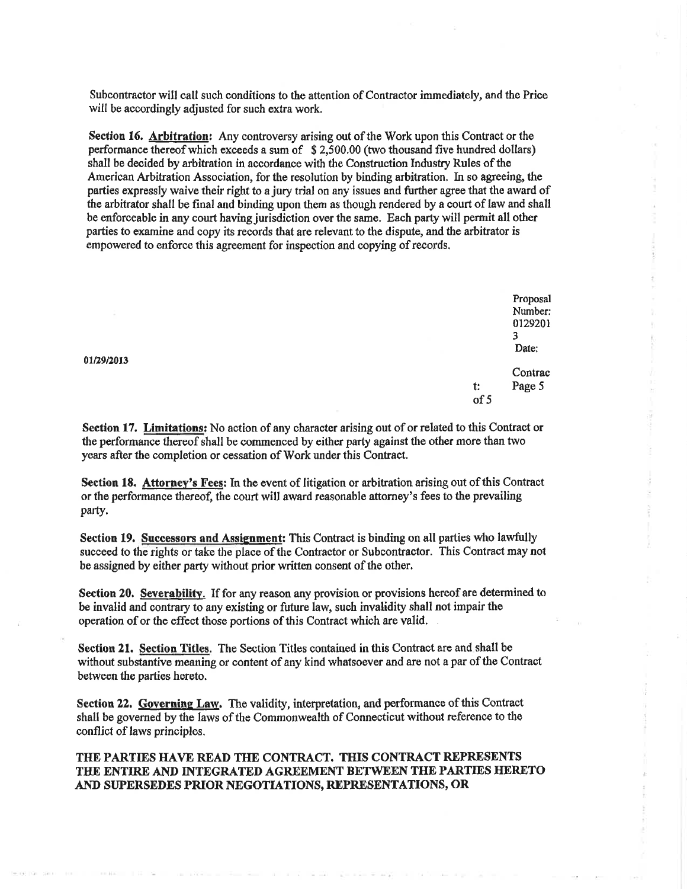Subcontractor will call such conditions to the attention of Contractor immediately, and the Price will be accordingly adjusted for such extra work.

**Section 16. Arbitration:** Any controversy arising out of the Work upon this Contract or the performance thereof which exceeds a sum of $ 2,500.00 (two thousand five hundred dollars) shall be decided by arbitration in accordance with the Construction Industry Rules of the American Arbitration Association, for the resolution by binding arbitration. In so agreeing, the parties expressly waive their right to a jury trial on any issues and further agree that the award of the arbitrator shall be final and binding upon them as though rendered by a court of law and shall be enforceable in any court having jurisdiction over the same. Each party will permit all other parties to examine and copy its records that are relevant to the dispute, and the arbitrator is empowered to enforce this agreement for inspection and copying of records.

Proposal Number: 01292013
Date: 01/29/2013
Contract: Page 5 of 5

**Section 17. Limitations:** No action of any character arising out of or related to this Contract or the performance thereof shall be commenced by either party against the other more than two years after the completion or cessation of Work under this Contract.

**Section 18. Attorney's Fees:** In the event of litigation or arbitration arising out of this Contract or the performance thereof, the court will award reasonable attorney's fees to the prevailing party.

**Section 19. Successors and Assignment:** This Contract is binding on all parties who lawfully succeed to the rights or take the place of the Contractor or Subcontractor. This Contract may not be assigned by either party without prior written consent of the other.

**Section 20. Severability.** If for any reason any provision or provisions hereof are determined to be invalid and contrary to any existing or future law, such invalidity shall not impair the operation of or the effect those portions of this Contract which are valid.

**Section 21. Section Titles.** The Section Titles contained in this Contract are and shall be without substantive meaning or content of any kind whatsoever and are not a par of the Contract between the parties hereto.

**Section 22. Governing Law.** The validity, interpretation, and performance of this Contract shall be governed by the laws of the Commonwealth of Connecticut without reference to the conflict of laws principles.

**THE PARTIES HAVE READ THE CONTRACT. THIS CONTRACT REPRESENTS THE ENTIRE AND INTEGRATED AGREEMENT BETWEEN THE PARTIES HERETO AND SUPERSEDES PRIOR NEGOTIATIONS, REPRESENTATIONS, OR**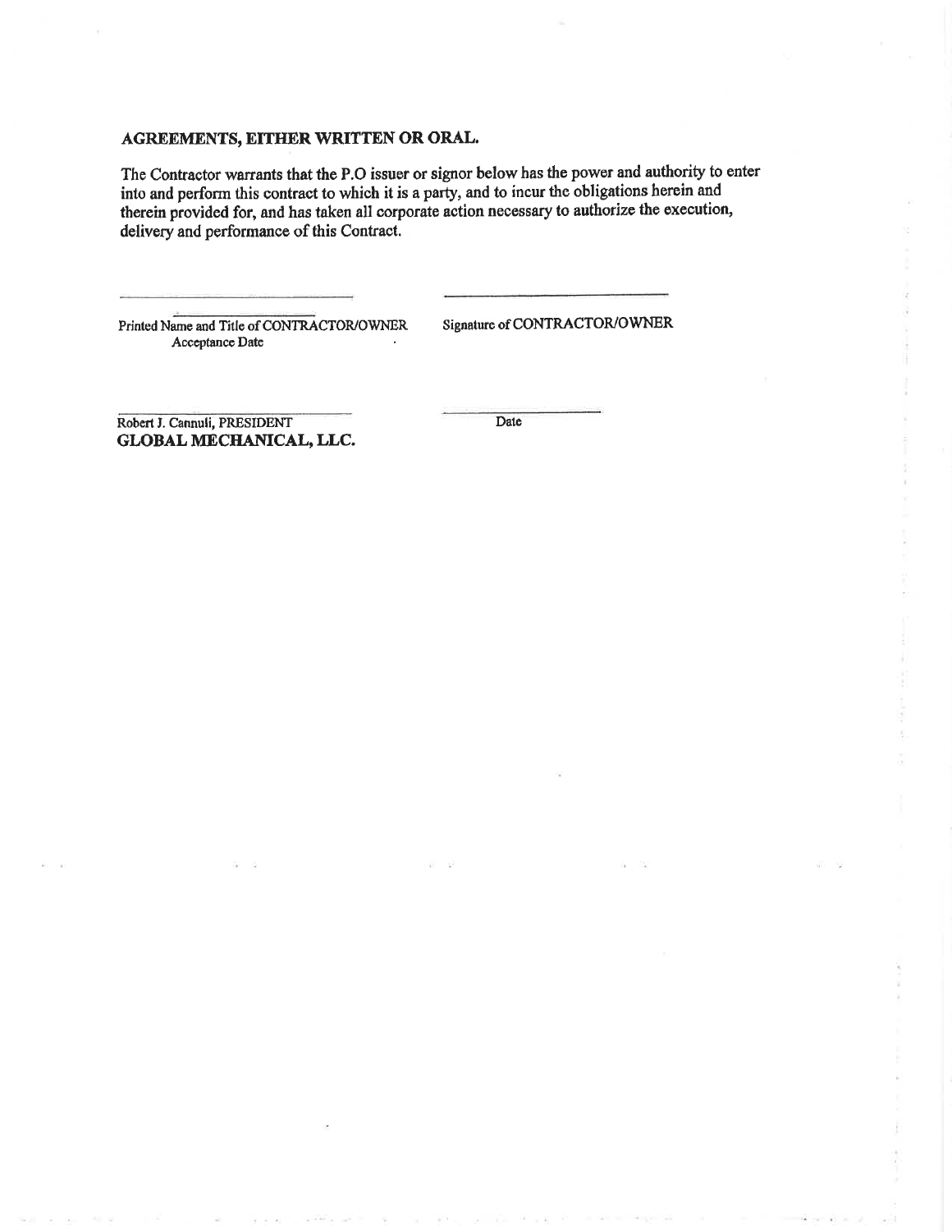**AGREEMENTS, EITHER WRITTEN OR ORAL.**

The Contractor warrants that the P.O issuer or signor below has the power and authority to enter into and perform this contract to which it is a party, and to incur the obligations herein and therein provided for, and has taken all corporate action necessary to authorize the execution, delivery and performance of this Contract.

\_\_\_\_\_\_\_\_\_\_\_\_\_\_\_\_\_\_\_\_\_\_\_\_\_\_\_\_\_\_ \_\_\_\_\_\_\_\_\_\_\_\_\_\_\_\_\_\_\_\_\_\_\_\_\_\_\_\_\_\_

Printed Name and Title of CONTRACTOR/OWNER Signature of CONTRACTOR/OWNER
Acceptance Date

\_\_\_\_\_\_\_\_\_\_\_\_\_\_\_\_\_\_\_\_\_\_\_\_\_\_\_\_\_\_ \_\_\_\_\_\_\_\_\_\_\_\_\_\_\_\_\_\_\_\_

Robert J. Cannuli, PRESIDENT Date
**GLOBAL MECHANICAL, LLC.**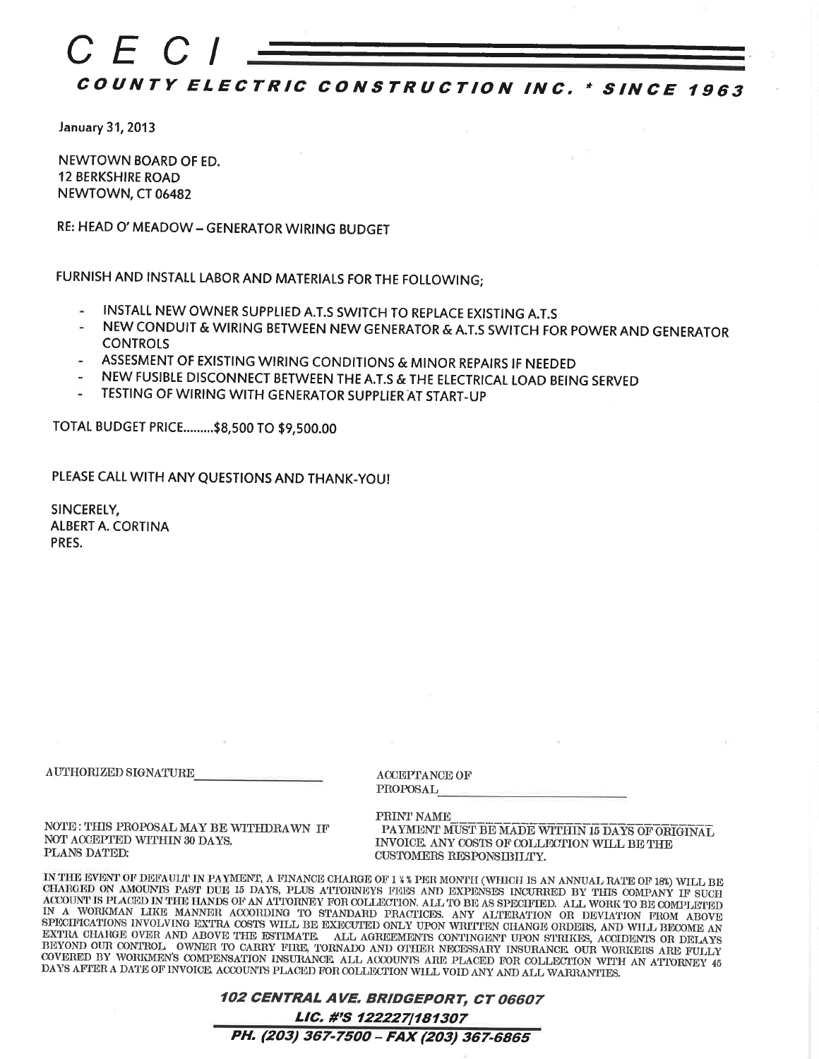# C E C I

**COUNTY ELECTRIC CONSTRUCTION INC. * SINCE 1963**

January 31, 2013

NEWTOWN BOARD OF ED.
12 BERKSHIRE ROAD
NEWTOWN, CT 06482

RE: HEAD O' MEADOW – GENERATOR WIRING BUDGET

FURNISH AND INSTALL LABOR AND MATERIALS FOR THE FOLLOWING;

- INSTALL NEW OWNER SUPPLIED A.T.S SWITCH TO REPLACE EXISTING A.T.S
- NEW CONDUIT & WIRING BETWEEN NEW GENERATOR & A.T.S SWITCH FOR POWER AND GENERATOR CONTROLS
- ASSESMENT OF EXISTING WIRING CONDITIONS & MINOR REPAIRS IF NEEDED
- NEW FUSIBLE DISCONNECT BETWEEN THE A.T.S & THE ELECTRICAL LOAD BEING SERVED
- TESTING OF WIRING WITH GENERATOR SUPPLIER AT START-UP

TOTAL BUDGET PRICE.........$8,500 TO $9,500.00

PLEASE CALL WITH ANY QUESTIONS AND THANK-YOU!

SINCERELY,
ALBERT A. CORTINA
PRES.

AUTHORIZED SIGNATURE ____________________

ACCEPTANCE OF PROPOSAL ____________________

PRINT NAME ____________________

NOTE: THIS PROPOSAL MAY BE WITHDRAWN IF NOT ACCEPTED WITHIN 30 DAYS.
PLANS DATED:

PAYMENT MUST BE MADE WITHIN 15 DAYS OF ORIGINAL INVOICE. ANY COSTS OF COLLECTION WILL BE THE CUSTOMERS RESPONSIBILITY.

IN THE EVENT OF DEFAULT IN PAYMENT, A FINANCE CHARGE OF 1 ½ % PER MONTH (WHICH IS AN ANNUAL RATE OF 18%) WILL BE CHARGED ON AMOUNTS PAST DUE 15 DAYS, PLUS ATTORNEYS FEES AND EXPENSES INCURRED BY THIS COMPANY IF SUCH ACCOUNT IS PLACED IN THE HANDS OF AN ATTORNEY FOR COLLECTION. ALL TO BE AS SPECIFIED. ALL WORK TO BE COMPLETED IN A WORKMAN LIKE MANNER ACCORDING TO STANDARD PRACTICES. ANY ALTERATION OR DEVIATION FROM ABOVE SPECIFICATIONS INVOLVING EXTRA COSTS WILL BE EXECUTED ONLY UPON WRITTEN CHANGE ORDERS, AND WILL BECOME AN EXTRA CHARGE OVER AND ABOVE THE ESTIMATE. ALL AGREEMENTS CONTINGENT UPON STRIKES, ACCIDENTS OR DELAYS BEYOND OUR CONTROL. OWNER TO CARRY FIRE, TORNADO AND OTHER NECESSARY INSURANCE. OUR WORKERS ARE FULLY COVERED BY WORKMEN'S COMPENSATION INSURANCE. ALL ACCOUNTS ARE PLACED FOR COLLECTION WITH AN ATTORNEY 45 DAYS AFTER A DATE OF INVOICE. ACCOUNTS PLACED FOR COLLECTION WILL VOID ANY AND ALL WARRANTIES.

***102 CENTRAL AVE. BRIDGEPORT, CT 06607***

***LIC. #'S 122227/181307***

***PH. (203) 367-7500 – FAX (203) 367-6865***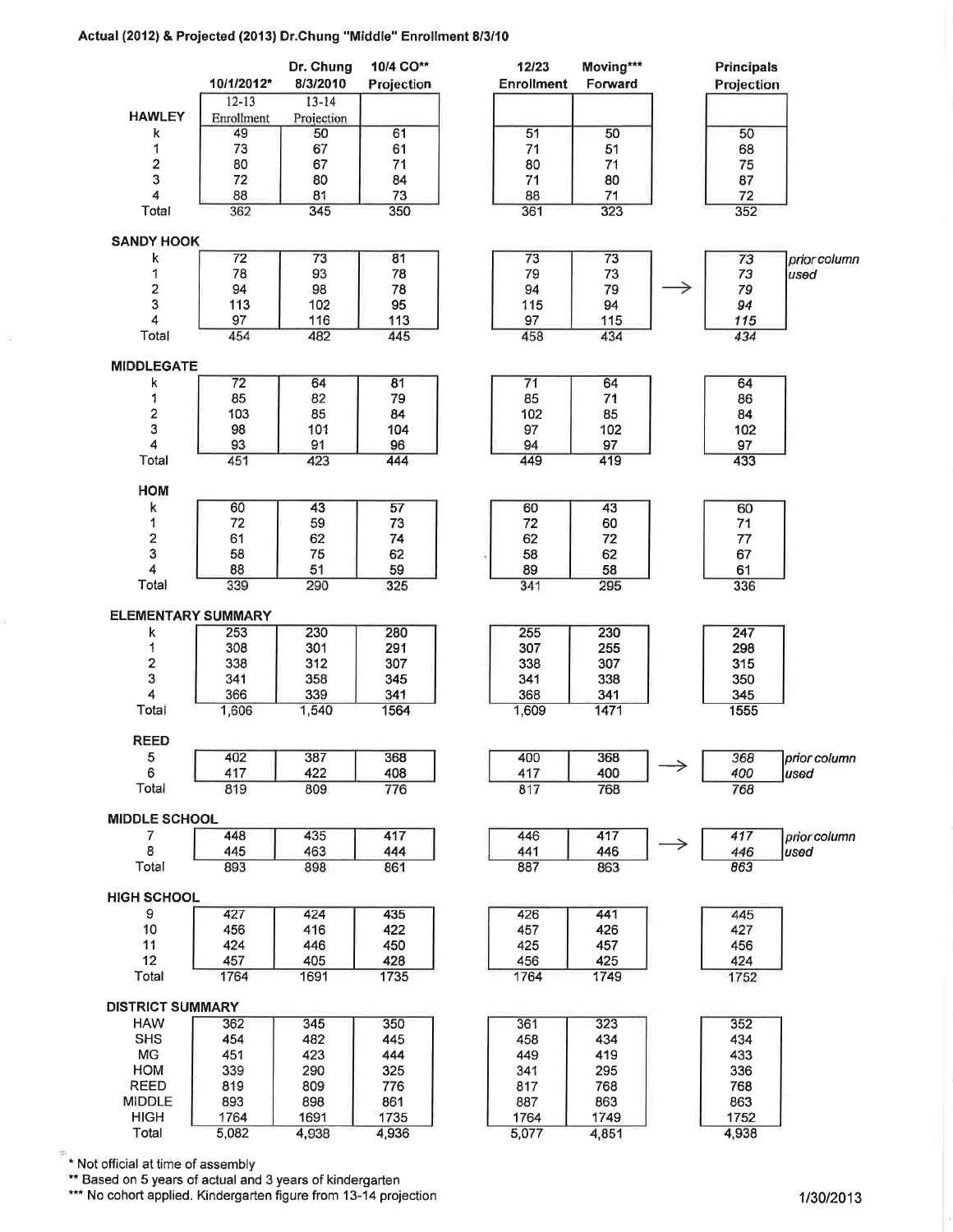**Actual (2012) & Projected (2013) Dr.Chung "Middle" Enrollment 8/3/10**

| | 10/1/2012* | Dr. Chung 8/3/2010 | 10/4 CO** Projection | 12/23 Enrollment | Moving*** Forward | | Principals Projection | |
|---|---|---|---|---|---|---|---|---|
| | 12-13 Enrollment | 13-14 Projection | | | | | | |
| **HAWLEY** | | | | | | | | |
| k | 49 | 50 | 61 | 51 | 50 | | 50 | |
| 1 | 73 | 67 | 61 | 71 | 51 | | 68 | |
| 2 | 80 | 67 | 71 | 80 | 71 | | 75 | |
| 3 | 72 | 80 | 84 | 71 | 80 | | 87 | |
| 4 | 88 | 81 | 73 | 88 | 71 | | 72 | |
| Total | 362 | 345 | 350 | 361 | 323 | | 352 | |
| **SANDY HOOK** | | | | | | | | |
| k | 72 | 73 | 81 | 73 | 73 | → | *73* | *prior column used* |
| 1 | 78 | 93 | 78 | 79 | 73 | | *73* | |
| 2 | 94 | 98 | 78 | 94 | 79 | | *79* | |
| 3 | 113 | 102 | 95 | 115 | 94 | | *94* | |
| 4 | 97 | 116 | 113 | 97 | 115 | | *115* | |
| Total | 454 | 482 | 445 | 458 | 434 | | *434* | |
| **MIDDLEGATE** | | | | | | | | |
| k | 72 | 64 | 81 | 71 | 64 | | 64 | |
| 1 | 85 | 82 | 79 | 85 | 71 | | 86 | |
| 2 | 103 | 85 | 84 | 102 | 85 | | 84 | |
| 3 | 98 | 101 | 104 | 97 | 102 | | 102 | |
| 4 | 93 | 91 | 96 | 94 | 97 | | 97 | |
| Total | 451 | 423 | 444 | 449 | 419 | | 433 | |
| **HOM** | | | | | | | | |
| k | 60 | 43 | 57 | 60 | 43 | | 60 | |
| 1 | 72 | 59 | 73 | 72 | 60 | | 71 | |
| 2 | 61 | 62 | 74 | 62 | 72 | | 77 | |
| 3 | 58 | 75 | 62 | 58 | 62 | | 67 | |
| 4 | 88 | 51 | 59 | 89 | 58 | | 61 | |
| Total | 339 | 290 | 325 | 341 | 295 | | 336 | |
| **ELEMENTARY SUMMARY** | | | | | | | | |
| k | 253 | 230 | 280 | 255 | 230 | | 247 | |
| 1 | 308 | 301 | 291 | 307 | 255 | | 298 | |
| 2 | 338 | 312 | 307 | 338 | 307 | | 315 | |
| 3 | 341 | 358 | 345 | 341 | 338 | | 350 | |
| 4 | 366 | 339 | 341 | 368 | 341 | | 345 | |
| Total | 1,606 | 1,540 | 1564 | 1,609 | 1471 | | 1555 | |
| **REED** | | | | | | | | |
| 5 | 402 | 387 | 368 | 400 | 368 | → | *368* | *prior column used* |
| 6 | 417 | 422 | 408 | 417 | 400 | | *400* | |
| Total | 819 | 809 | 776 | 817 | 768 | | *768* | |
| **MIDDLE SCHOOL** | | | | | | | | |
| 7 | 448 | 435 | 417 | 446 | 417 | → | *417* | *prior column used* |
| 8 | 445 | 463 | 444 | 441 | 446 | | *446* | |
| Total | 893 | 898 | 861 | 887 | 863 | | *863* | |
| **HIGH SCHOOL** | | | | | | | | |
| 9 | 427 | 424 | 435 | 426 | 441 | | 445 | |
| 10 | 456 | 416 | 422 | 457 | 426 | | 427 | |
| 11 | 424 | 446 | 450 | 425 | 457 | | 456 | |
| 12 | 457 | 405 | 428 | 456 | 425 | | 424 | |
| Total | 1764 | 1691 | 1735 | 1764 | 1749 | | 1752 | |
| **DISTRICT SUMMARY** | | | | | | | | |
| HAW | 362 | 345 | 350 | 361 | 323 | | 352 | |
| SHS | 454 | 482 | 445 | 458 | 434 | | 434 | |
| MG | 451 | 423 | 444 | 449 | 419 | | 433 | |
| HOM | 339 | 290 | 325 | 341 | 295 | | 336 | |
| REED | 819 | 809 | 776 | 817 | 768 | | 768 | |
| MIDDLE | 893 | 898 | 861 | 887 | 863 | | 863 | |
| HIGH | 1764 | 1691 | 1735 | 1764 | 1749 | | 1752 | |
| Total | 5,082 | 4,938 | 4,936 | 5,077 | 4,851 | | 4,938 | |

\* Not official at time of assembly

\** Based on 5 years of actual and 3 years of kindergarten

\*** No cohort applied. Kindergarten figure from 13-14 projection

1/30/2013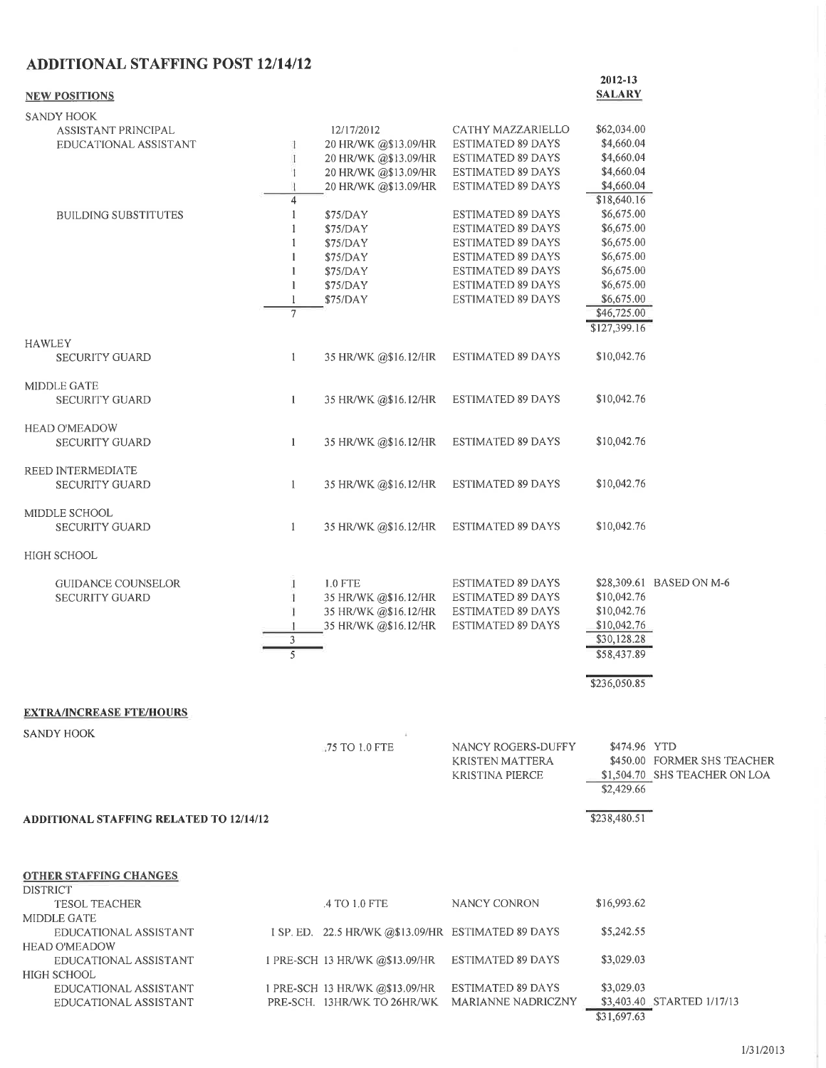# ADDITIONAL STAFFING POST 12/14/12

| NEW POSITIONS | | | | 2012-13 SALARY | |
|---|---|---|---|---|---|
| SANDY HOOK | | | | | |
| ASSISTANT PRINCIPAL | | 12/17/2012 | CATHY MAZZARIELLO | $62,034.00 | |
| EDUCATIONAL ASSISTANT | 1 | 20 HR/WK @$13.09/HR | ESTIMATED 89 DAYS | $4,660.04 | |
| | 1 | 20 HR/WK @$13.09/HR | ESTIMATED 89 DAYS | $4,660.04 | |
| | 1 | 20 HR/WK @$13.09/HR | ESTIMATED 89 DAYS | $4,660.04 | |
| | 1 | 20 HR/WK @$13.09/HR | ESTIMATED 89 DAYS | $4,660.04 | |
| | 4 | | | $18,640.16 | |
| BUILDING SUBSTITUTES | 1 | $75/DAY | ESTIMATED 89 DAYS | $6,675.00 | |
| | 1 | $75/DAY | ESTIMATED 89 DAYS | $6,675.00 | |
| | 1 | $75/DAY | ESTIMATED 89 DAYS | $6,675.00 | |
| | 1 | $75/DAY | ESTIMATED 89 DAYS | $6,675.00 | |
| | 1 | $75/DAY | ESTIMATED 89 DAYS | $6,675.00 | |
| | 1 | $75/DAY | ESTIMATED 89 DAYS | $6,675.00 | |
| | 1 | $75/DAY | ESTIMATED 89 DAYS | $6,675.00 | |
| | 7 | | | $46,725.00 | |
| | | | | $127,399.16 | |
| HAWLEY | | | | | |
| SECURITY GUARD | 1 | 35 HR/WK @$16.12/HR | ESTIMATED 89 DAYS | $10,042.76 | |
| MIDDLE GATE | | | | | |
| SECURITY GUARD | 1 | 35 HR/WK @$16.12/HR | ESTIMATED 89 DAYS | $10,042.76 | |
| HEAD O'MEADOW | | | | | |
| SECURITY GUARD | 1 | 35 HR/WK @$16.12/HR | ESTIMATED 89 DAYS | $10,042.76 | |
| REED INTERMEDIATE | | | | | |
| SECURITY GUARD | 1 | 35 HR/WK @$16.12/HR | ESTIMATED 89 DAYS | $10,042.76 | |
| MIDDLE SCHOOL | | | | | |
| SECURITY GUARD | 1 | 35 HR/WK @$16.12/HR | ESTIMATED 89 DAYS | $10,042.76 | |
| HIGH SCHOOL | | | | | |
| GUIDANCE COUNSELOR | 1 | 1.0 FTE | ESTIMATED 89 DAYS | $28,309.61 | BASED ON M-6 |
| SECURITY GUARD | 1 | 35 HR/WK @$16.12/HR | ESTIMATED 89 DAYS | $10,042.76 | |
| | 1 | 35 HR/WK @$16.12/HR | ESTIMATED 89 DAYS | $10,042.76 | |
| | 1 | 35 HR/WK @$16.12/HR | ESTIMATED 89 DAYS | $10,042.76 | |
| | 3 | | | $30,128.28 | |
| | 5 | | | $58,437.89 | |
| | | | | $236,050.85 | |

| EXTRA/INCREASE FTE/HOURS | | | | |
|---|---|---|---|---|
| SANDY HOOK | | | | |
| | .75 TO 1.0 FTE | NANCY ROGERS-DUFFY | $474.96 | YTD |
| | | KRISTEN MATTERA | $450.00 | FORMER SHS TEACHER |
| | | KRISTINA PIERCE | $1,504.70 | SHS TEACHER ON LOA |
| | | | $2,429.66 | |

**ADDITIONAL STAFFING RELATED TO 12/14/12** $238,480.51

| OTHER STAFFING CHANGES | | | | |
|---|---|---|---|---|
| DISTRICT | | | | |
| TESOL TEACHER | .4 TO 1.0 FTE | NANCY CONRON | $16,993.62 | |
| MIDDLE GATE | | | | |
| EDUCATIONAL ASSISTANT | 1 SP. ED. 22.5 HR/WK @$13.09/HR | ESTIMATED 89 DAYS | $5,242.55 | |
| HEAD O'MEADOW | | | | |
| EDUCATIONAL ASSISTANT | 1 PRE-SCH 13 HR/WK @$13.09/HR | ESTIMATED 89 DAYS | $3,029.03 | |
| HIGH SCHOOL | | | | |
| EDUCATIONAL ASSISTANT | 1 PRE-SCH 13 HR/WK @$13.09/HR | ESTIMATED 89 DAYS | $3,029.03 | |
| EDUCATIONAL ASSISTANT | PRE-SCH. 13HR/WK TO 26HR/WK | MARIANNE NADRICZNY | $3,403.40 | STARTED 1/17/13 |
| | | | $31,697.63 | |

1/31/2013